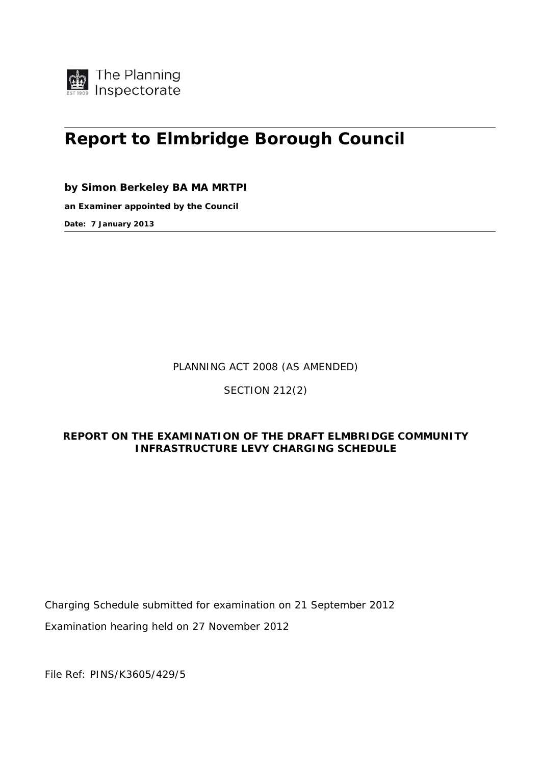The Planning Inspectorate

# Report to Elmbridge Borough Council

**by Simon Berkeley BA MA MRTPI**

**an Examiner appointed by the Council**

**Date: 7 January 2013**

PLANNING ACT 2008 (AS AMENDED)

SECTION 212(2)

**REPORT ON THE EXAMINATION OF THE DRAFT ELMBRIDGE COMMUNITY INFRASTRUCTURE LEVY CHARGING SCHEDULE**

Charging Schedule submitted for examination on 21 September 2012

Examination hearing held on 27 November 2012

File Ref: PINS/K3605/429/5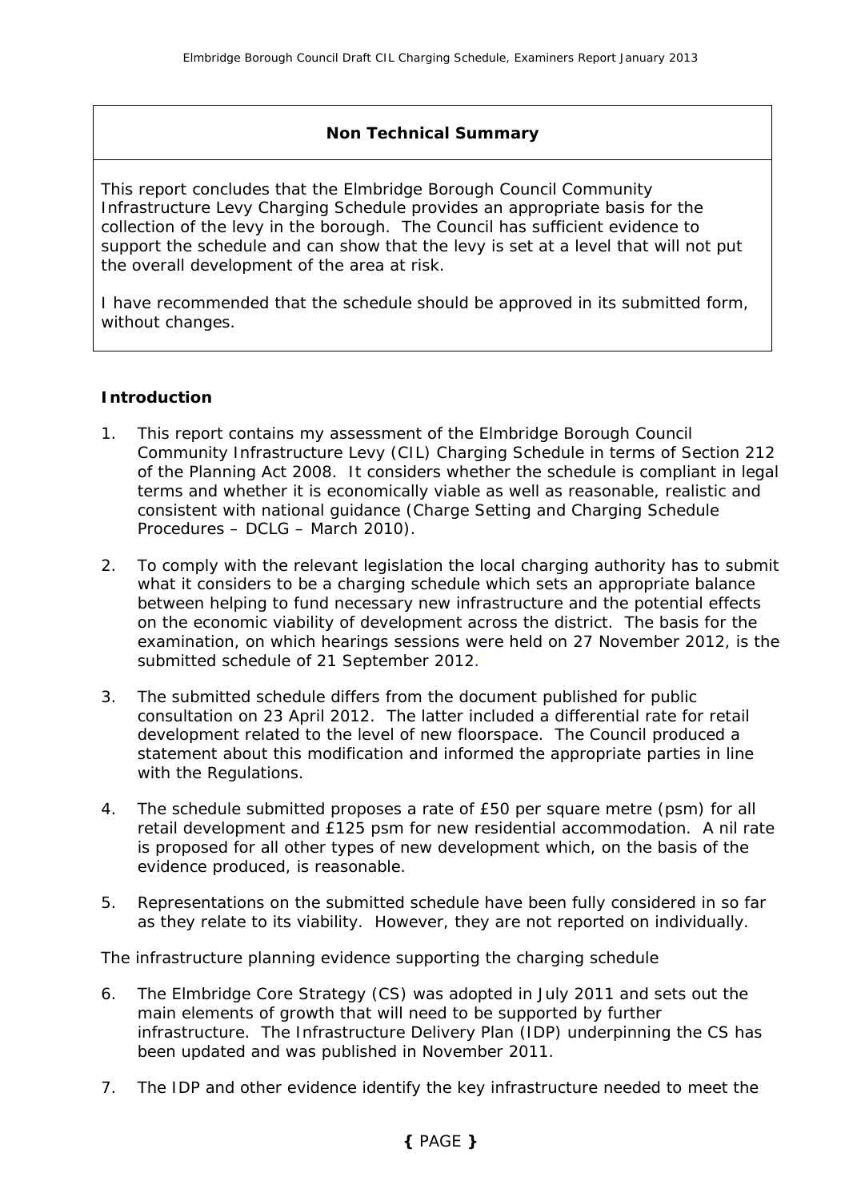## Non Technical Summary

This report concludes that the Elmbridge Borough Council Community Infrastructure Levy Charging Schedule provides an appropriate basis for the collection of the levy in the borough. The Council has sufficient evidence to support the schedule and can show that the levy is set at a level that will not put the overall development of the area at risk.

I have recommended that the schedule should be approved in its submitted form, without changes.

### Introduction

1. This report contains my assessment of the Elmbridge Borough Council Community Infrastructure Levy (CIL) Charging Schedule in terms of Section 212 of the Planning Act 2008. It considers whether the schedule is compliant in legal terms and whether it is economically viable as well as reasonable, realistic and consistent with national guidance (Charge Setting and Charging Schedule Procedures – DCLG – March 2010).

2. To comply with the relevant legislation the local charging authority has to submit what it considers to be a charging schedule which sets an appropriate balance between helping to fund necessary new infrastructure and the potential effects on the economic viability of development across the district. The basis for the examination, on which hearings sessions were held on 27 November 2012, is the submitted schedule of 21 September 2012.

3. The submitted schedule differs from the document published for public consultation on 23 April 2012. The latter included a differential rate for retail development related to the level of new floorspace. The Council produced a statement about this modification and informed the appropriate parties in line with the Regulations.

4. The schedule submitted proposes a rate of £50 per square metre (psm) for all retail development and £125 psm for new residential accommodation. A nil rate is proposed for all other types of new development which, on the basis of the evidence produced, is reasonable.

5. Representations on the submitted schedule have been fully considered in so far as they relate to its viability. However, they are not reported on individually.

*The infrastructure planning evidence supporting the charging schedule*

6. The Elmbridge Core Strategy (CS) was adopted in July 2011 and sets out the main elements of growth that will need to be supported by further infrastructure. The Infrastructure Delivery Plan (IDP) underpinning the CS has been updated and was published in November 2011.

7. The IDP and other evidence identify the key infrastructure needed to meet the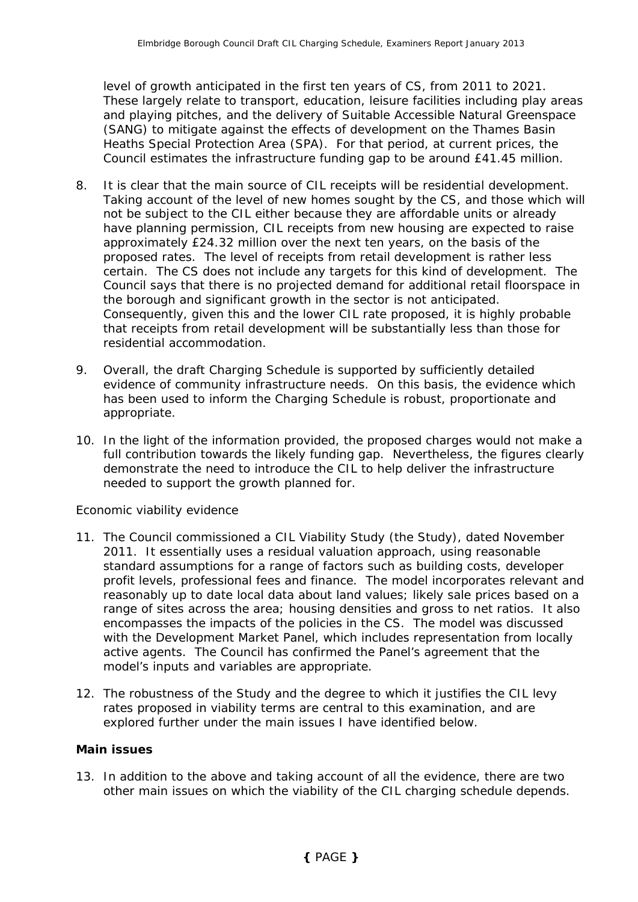level of growth anticipated in the first ten years of CS, from 2011 to 2021. These largely relate to transport, education, leisure facilities including play areas and playing pitches, and the delivery of Suitable Accessible Natural Greenspace (SANG) to mitigate against the effects of development on the Thames Basin Heaths Special Protection Area (SPA). For that period, at current prices, the Council estimates the infrastructure funding gap to be around £41.45 million.

8. It is clear that the main source of CIL receipts will be residential development. Taking account of the level of new homes sought by the CS, and those which will not be subject to the CIL either because they are affordable units or already have planning permission, CIL receipts from new housing are expected to raise approximately £24.32 million over the next ten years, on the basis of the proposed rates. The level of receipts from retail development is rather less certain. The CS does not include any targets for this kind of development. The Council says that there is no projected demand for additional retail floorspace in the borough and significant growth in the sector is not anticipated. Consequently, given this and the lower CIL rate proposed, it is highly probable that receipts from retail development will be substantially less than those for residential accommodation.

9. Overall, the draft Charging Schedule is supported by sufficiently detailed evidence of community infrastructure needs. On this basis, the evidence which has been used to inform the Charging Schedule is robust, proportionate and appropriate.

10. In the light of the information provided, the proposed charges would not make a full contribution towards the likely funding gap. Nevertheless, the figures clearly demonstrate the need to introduce the CIL to help deliver the infrastructure needed to support the growth planned for.

*Economic viability evidence*

11. The Council commissioned a CIL Viability Study (the Study), dated November 2011. It essentially uses a residual valuation approach, using reasonable standard assumptions for a range of factors such as building costs, developer profit levels, professional fees and finance. The model incorporates relevant and reasonably up to date local data about land values; likely sale prices based on a range of sites across the area; housing densities and gross to net ratios. It also encompasses the impacts of the policies in the CS. The model was discussed with the Development Market Panel, which includes representation from locally active agents. The Council has confirmed the Panel's agreement that the model's inputs and variables are appropriate.

12. The robustness of the Study and the degree to which it justifies the CIL levy rates proposed in viability terms are central to this examination, and are explored further under the main issues I have identified below.

**Main issues**

13. In addition to the above and taking account of all the evidence, there are two other main issues on which the viability of the CIL charging schedule depends.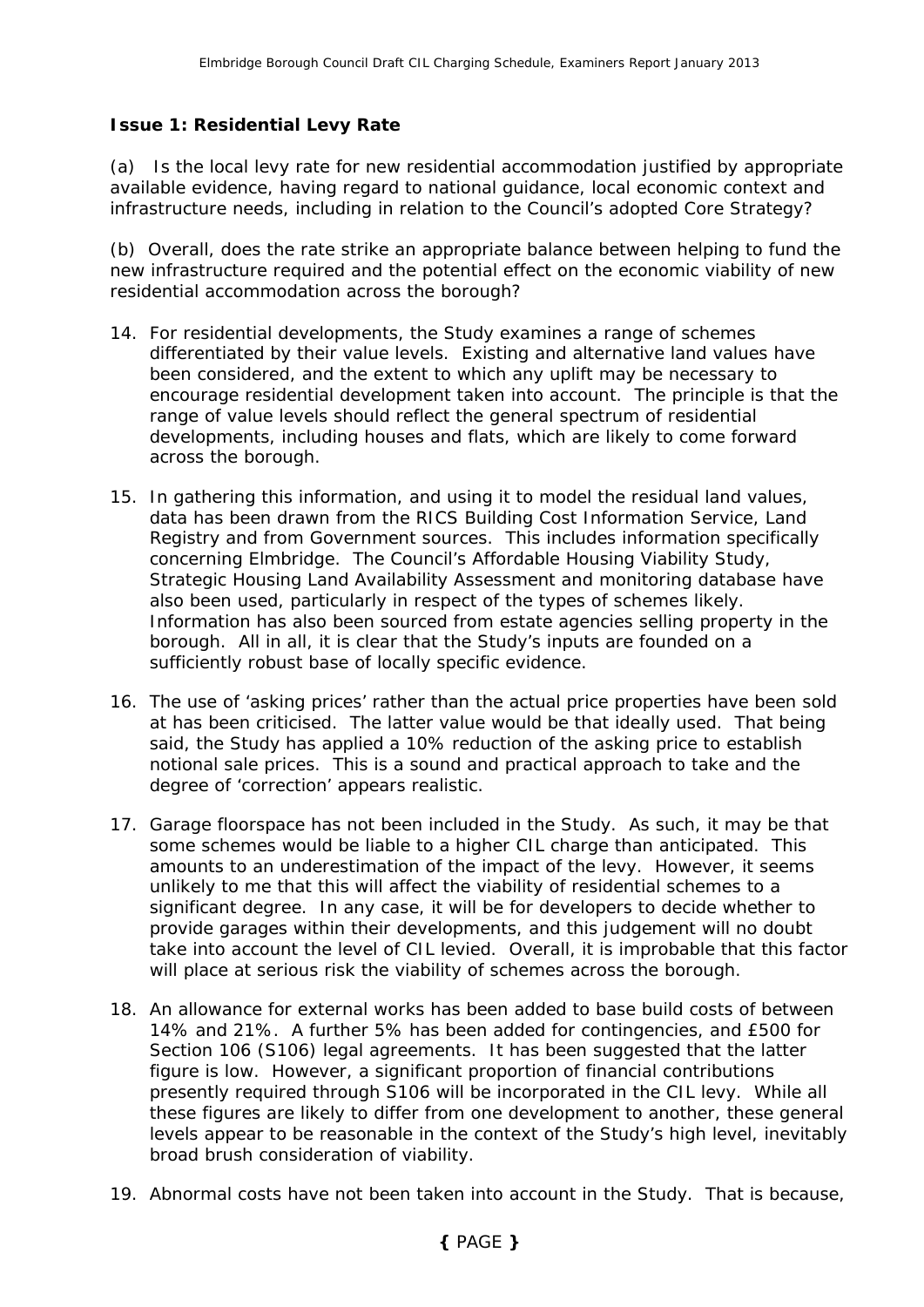**Issue 1: Residential Levy Rate**

(a) Is the local levy rate for new residential accommodation justified by appropriate available evidence, having regard to national guidance, local economic context and infrastructure needs, including in relation to the Council's adopted Core Strategy?

(b) Overall, does the rate strike an appropriate balance between helping to fund the new infrastructure required and the potential effect on the economic viability of new residential accommodation across the borough?

14. For residential developments, the Study examines a range of schemes differentiated by their value levels. Existing and alternative land values have been considered, and the extent to which any uplift may be necessary to encourage residential development taken into account. The principle is that the range of value levels should reflect the general spectrum of residential developments, including houses and flats, which are likely to come forward across the borough.

15. In gathering this information, and using it to model the residual land values, data has been drawn from the RICS Building Cost Information Service, Land Registry and from Government sources. This includes information specifically concerning Elmbridge. The Council's Affordable Housing Viability Study, Strategic Housing Land Availability Assessment and monitoring database have also been used, particularly in respect of the types of schemes likely. Information has also been sourced from estate agencies selling property in the borough. All in all, it is clear that the Study's inputs are founded on a sufficiently robust base of locally specific evidence.

16. The use of 'asking prices' rather than the actual price properties have been sold at has been criticised. The latter value would be that ideally used. That being said, the Study has applied a 10% reduction of the asking price to establish notional sale prices. This is a sound and practical approach to take and the degree of 'correction' appears realistic.

17. Garage floorspace has not been included in the Study. As such, it may be that some schemes would be liable to a higher CIL charge than anticipated. This amounts to an underestimation of the impact of the levy. However, it seems unlikely to me that this will affect the viability of residential schemes to a significant degree. In any case, it will be for developers to decide whether to provide garages within their developments, and this judgement will no doubt take into account the level of CIL levied. Overall, it is improbable that this factor will place at serious risk the viability of schemes across the borough.

18. An allowance for external works has been added to base build costs of between 14% and 21%. A further 5% has been added for contingencies, and £500 for Section 106 (S106) legal agreements. It has been suggested that the latter figure is low. However, a significant proportion of financial contributions presently required through S106 will be incorporated in the CIL levy. While all these figures are likely to differ from one development to another, these general levels appear to be reasonable in the context of the Study's high level, inevitably broad brush consideration of viability.

19. Abnormal costs have not been taken into account in the Study. That is because,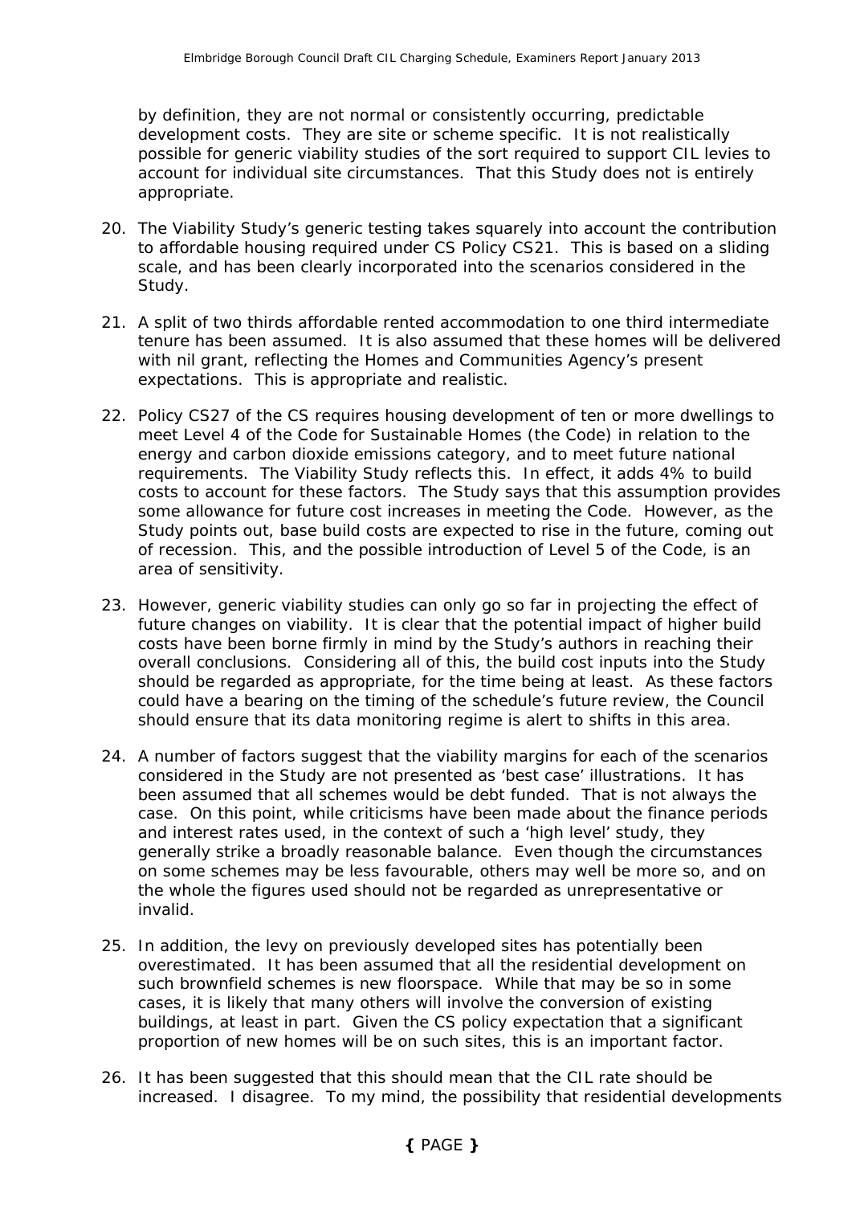by definition, they are not normal or consistently occurring, predictable development costs. They are site or scheme specific. It is not realistically possible for generic viability studies of the sort required to support CIL levies to account for individual site circumstances. That this Study does not is entirely appropriate.

20. The Viability Study's generic testing takes squarely into account the contribution to affordable housing required under CS Policy CS21. This is based on a sliding scale, and has been clearly incorporated into the scenarios considered in the Study.

21. A split of two thirds affordable rented accommodation to one third intermediate tenure has been assumed. It is also assumed that these homes will be delivered with nil grant, reflecting the Homes and Communities Agency's present expectations. This is appropriate and realistic.

22. Policy CS27 of the CS requires housing development of ten or more dwellings to meet Level 4 of the Code for Sustainable Homes (the Code) in relation to the energy and carbon dioxide emissions category, and to meet future national requirements. The Viability Study reflects this. In effect, it adds 4% to build costs to account for these factors. The Study says that this assumption provides some allowance for future cost increases in meeting the Code. However, as the Study points out, base build costs are expected to rise in the future, coming out of recession. This, and the possible introduction of Level 5 of the Code, is an area of sensitivity.

23. However, generic viability studies can only go so far in projecting the effect of future changes on viability. It is clear that the potential impact of higher build costs have been borne firmly in mind by the Study's authors in reaching their overall conclusions. Considering all of this, the build cost inputs into the Study should be regarded as appropriate, for the time being at least. As these factors could have a bearing on the timing of the schedule's future review, the Council should ensure that its data monitoring regime is alert to shifts in this area.

24. A number of factors suggest that the viability margins for each of the scenarios considered in the Study are not presented as 'best case' illustrations. It has been assumed that all schemes would be debt funded. That is not always the case. On this point, while criticisms have been made about the finance periods and interest rates used, in the context of such a 'high level' study, they generally strike a broadly reasonable balance. Even though the circumstances on some schemes may be less favourable, others may well be more so, and on the whole the figures used should not be regarded as unrepresentative or invalid.

25. In addition, the levy on previously developed sites has potentially been overestimated. It has been assumed that all the residential development on such brownfield schemes is new floorspace. While that may be so in some cases, it is likely that many others will involve the conversion of existing buildings, at least in part. Given the CS policy expectation that a significant proportion of new homes will be on such sites, this is an important factor.

26. It has been suggested that this should mean that the CIL rate should be increased. I disagree. To my mind, the possibility that residential developments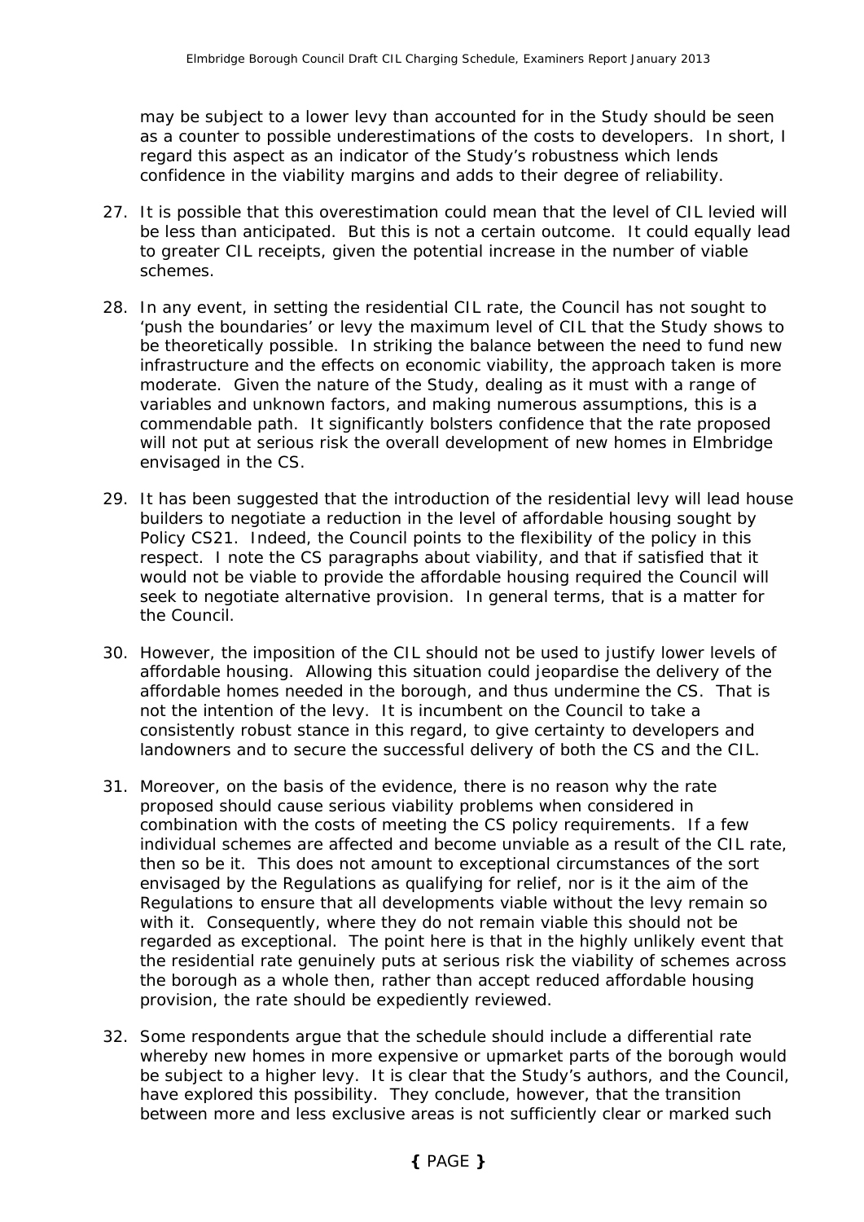may be subject to a lower levy than accounted for in the Study should be seen as a counter to possible underestimations of the costs to developers. In short, I regard this aspect as an indicator of the Study's robustness which lends confidence in the viability margins and adds to their degree of reliability.

27. It is possible that this overestimation could mean that the level of CIL levied will be less than anticipated. But this is not a certain outcome. It could equally lead to greater CIL receipts, given the potential increase in the number of viable schemes.

28. In any event, in setting the residential CIL rate, the Council has not sought to 'push the boundaries' or levy the maximum level of CIL that the Study shows to be theoretically possible. In striking the balance between the need to fund new infrastructure and the effects on economic viability, the approach taken is more moderate. Given the nature of the Study, dealing as it must with a range of variables and unknown factors, and making numerous assumptions, this is a commendable path. It significantly bolsters confidence that the rate proposed will not put at serious risk the overall development of new homes in Elmbridge envisaged in the CS.

29. It has been suggested that the introduction of the residential levy will lead house builders to negotiate a reduction in the level of affordable housing sought by Policy CS21. Indeed, the Council points to the flexibility of the policy in this respect. I note the CS paragraphs about viability, and that if satisfied that it would not be viable to provide the affordable housing required the Council will seek to negotiate alternative provision. In general terms, that is a matter for the Council.

30. However, the imposition of the CIL should not be used to justify lower levels of affordable housing. Allowing this situation could jeopardise the delivery of the affordable homes needed in the borough, and thus undermine the CS. That is not the intention of the levy. It is incumbent on the Council to take a consistently robust stance in this regard, to give certainty to developers and landowners and to secure the successful delivery of both the CS and the CIL.

31. Moreover, on the basis of the evidence, there is no reason why the rate proposed should cause serious viability problems when considered in combination with the costs of meeting the CS policy requirements. If a few individual schemes are affected and become unviable as a result of the CIL rate, then so be it. This does not amount to exceptional circumstances of the sort envisaged by the Regulations as qualifying for relief, nor is it the aim of the Regulations to ensure that all developments viable without the levy remain so with it. Consequently, where they do not remain viable this should not be regarded as exceptional. The point here is that in the highly unlikely event that the residential rate genuinely puts at serious risk the viability of schemes across the borough as a whole then, rather than accept reduced affordable housing provision, the rate should be expediently reviewed.

32. Some respondents argue that the schedule should include a differential rate whereby new homes in more expensive or upmarket parts of the borough would be subject to a higher levy. It is clear that the Study's authors, and the Council, have explored this possibility. They conclude, however, that the transition between more and less exclusive areas is not sufficiently clear or marked such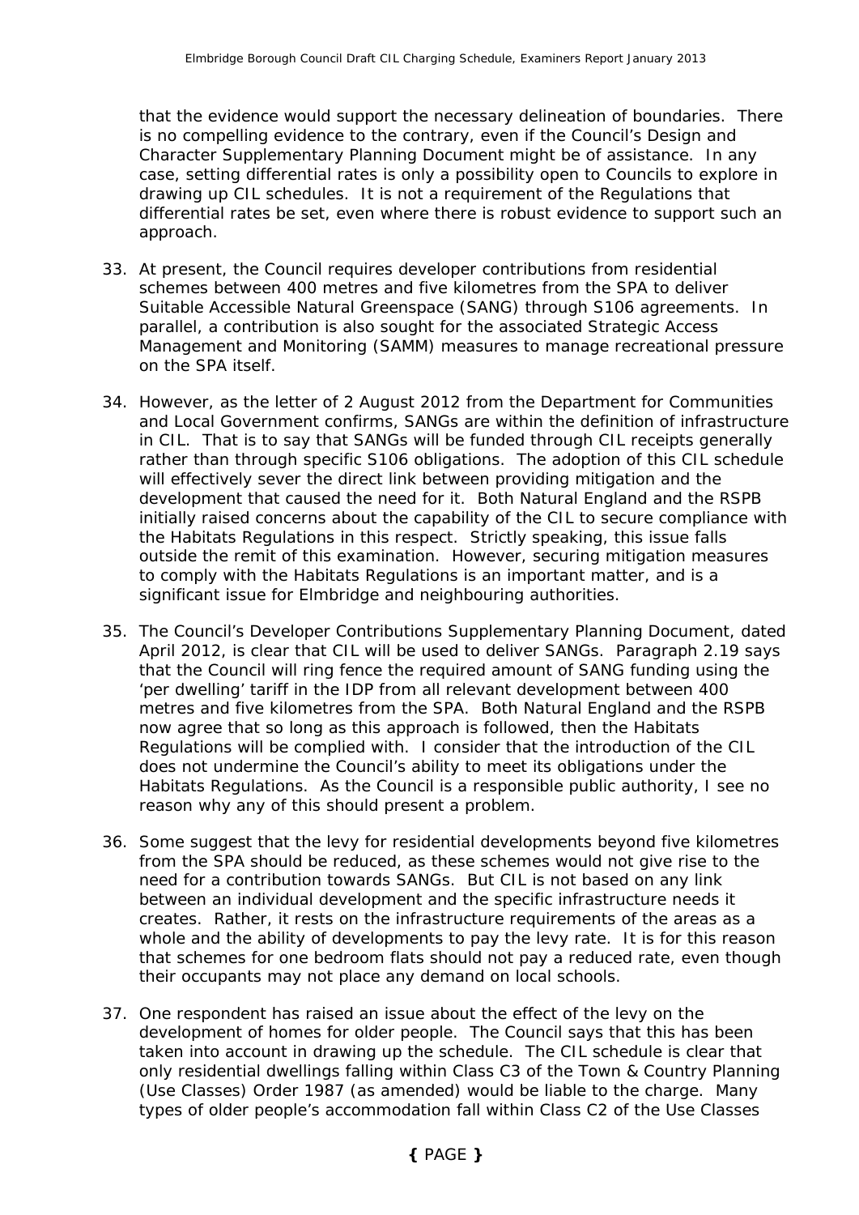that the evidence would support the necessary delineation of boundaries. There is no compelling evidence to the contrary, even if the Council's Design and Character Supplementary Planning Document might be of assistance. In any case, setting differential rates is only a possibility open to Councils to explore in drawing up CIL schedules. It is not a requirement of the Regulations that differential rates be set, even where there is robust evidence to support such an approach.

33. At present, the Council requires developer contributions from residential schemes between 400 metres and five kilometres from the SPA to deliver Suitable Accessible Natural Greenspace (SANG) through S106 agreements. In parallel, a contribution is also sought for the associated Strategic Access Management and Monitoring (SAMM) measures to manage recreational pressure on the SPA itself.

34. However, as the letter of 2 August 2012 from the Department for Communities and Local Government confirms, SANGs are within the definition of infrastructure in CIL. That is to say that SANGs will be funded through CIL receipts generally rather than through specific S106 obligations. The adoption of this CIL schedule will effectively sever the direct link between providing mitigation and the development that caused the need for it. Both Natural England and the RSPB initially raised concerns about the capability of the CIL to secure compliance with the Habitats Regulations in this respect. Strictly speaking, this issue falls outside the remit of this examination. However, securing mitigation measures to comply with the Habitats Regulations is an important matter, and is a significant issue for Elmbridge and neighbouring authorities.

35. The Council's Developer Contributions Supplementary Planning Document, dated April 2012, is clear that CIL will be used to deliver SANGs. Paragraph 2.19 says that the Council will ring fence the required amount of SANG funding using the 'per dwelling' tariff in the IDP from all relevant development between 400 metres and five kilometres from the SPA. Both Natural England and the RSPB now agree that so long as this approach is followed, then the Habitats Regulations will be complied with. I consider that the introduction of the CIL does not undermine the Council's ability to meet its obligations under the Habitats Regulations. As the Council is a responsible public authority, I see no reason why any of this should present a problem.

36. Some suggest that the levy for residential developments beyond five kilometres from the SPA should be reduced, as these schemes would not give rise to the need for a contribution towards SANGs. But CIL is not based on any link between an individual development and the specific infrastructure needs it creates. Rather, it rests on the infrastructure requirements of the areas as a whole and the ability of developments to pay the levy rate. It is for this reason that schemes for one bedroom flats should not pay a reduced rate, even though their occupants may not place any demand on local schools.

37. One respondent has raised an issue about the effect of the levy on the development of homes for older people. The Council says that this has been taken into account in drawing up the schedule. The CIL schedule is clear that only residential dwellings falling within Class C3 of the Town & Country Planning (Use Classes) Order 1987 (as amended) would be liable to the charge. Many types of older people's accommodation fall within Class C2 of the Use Classes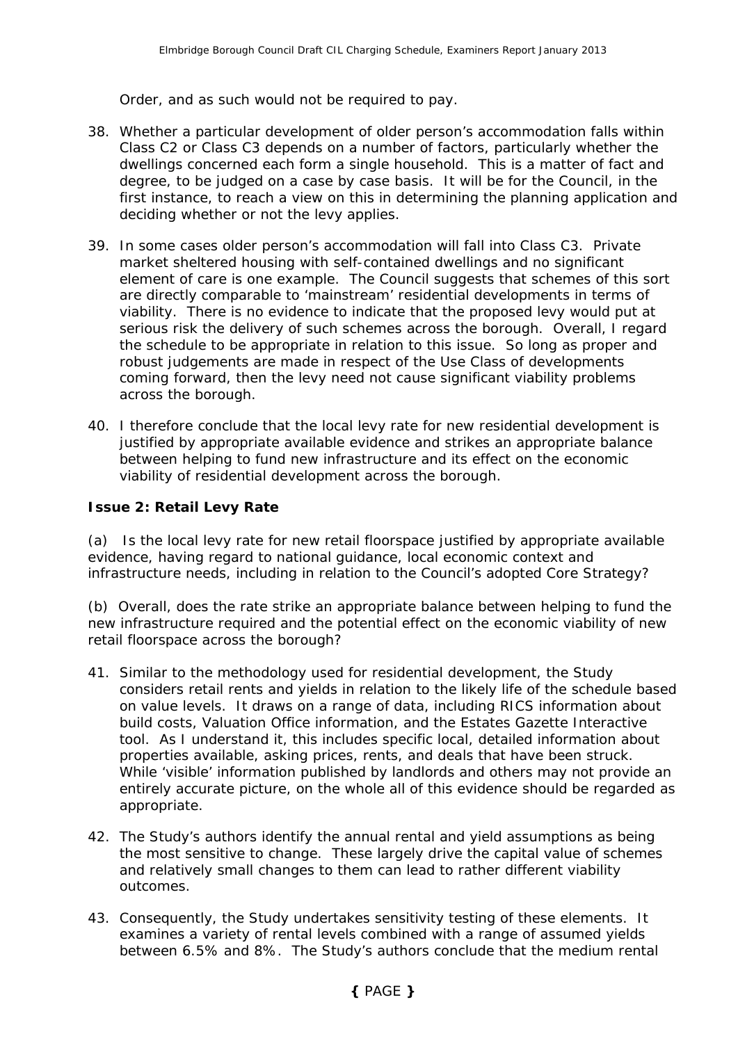Order, and as such would not be required to pay.

38. Whether a particular development of older person's accommodation falls within Class C2 or Class C3 depends on a number of factors, particularly whether the dwellings concerned each form a single household. This is a matter of fact and degree, to be judged on a case by case basis. It will be for the Council, in the first instance, to reach a view on this in determining the planning application and deciding whether or not the levy applies.

39. In some cases older person's accommodation will fall into Class C3. Private market sheltered housing with self-contained dwellings and no significant element of care is one example. The Council suggests that schemes of this sort are directly comparable to 'mainstream' residential developments in terms of viability. There is no evidence to indicate that the proposed levy would put at serious risk the delivery of such schemes across the borough. Overall, I regard the schedule to be appropriate in relation to this issue. So long as proper and robust judgements are made in respect of the Use Class of developments coming forward, then the levy need not cause significant viability problems across the borough.

40. I therefore conclude that the local levy rate for new residential development is justified by appropriate available evidence and strikes an appropriate balance between helping to fund new infrastructure and its effect on the economic viability of residential development across the borough.

**Issue 2: Retail Levy Rate**

*(a) Is the local levy rate for new retail floorspace justified by appropriate available evidence, having regard to national guidance, local economic context and infrastructure needs, including in relation to the Council's adopted Core Strategy?*

*(b) Overall, does the rate strike an appropriate balance between helping to fund the new infrastructure required and the potential effect on the economic viability of new retail floorspace across the borough?*

41. Similar to the methodology used for residential development, the Study considers retail rents and yields in relation to the likely life of the schedule based on value levels. It draws on a range of data, including RICS information about build costs, Valuation Office information, and the Estates Gazette Interactive tool. As I understand it, this includes specific local, detailed information about properties available, asking prices, rents, and deals that have been struck. While 'visible' information published by landlords and others may not provide an entirely accurate picture, on the whole all of this evidence should be regarded as appropriate.

42. The Study's authors identify the annual rental and yield assumptions as being the most sensitive to change. These largely drive the capital value of schemes and relatively small changes to them can lead to rather different viability outcomes.

43. Consequently, the Study undertakes sensitivity testing of these elements. It examines a variety of rental levels combined with a range of assumed yields between 6.5% and 8%. The Study's authors conclude that the medium rental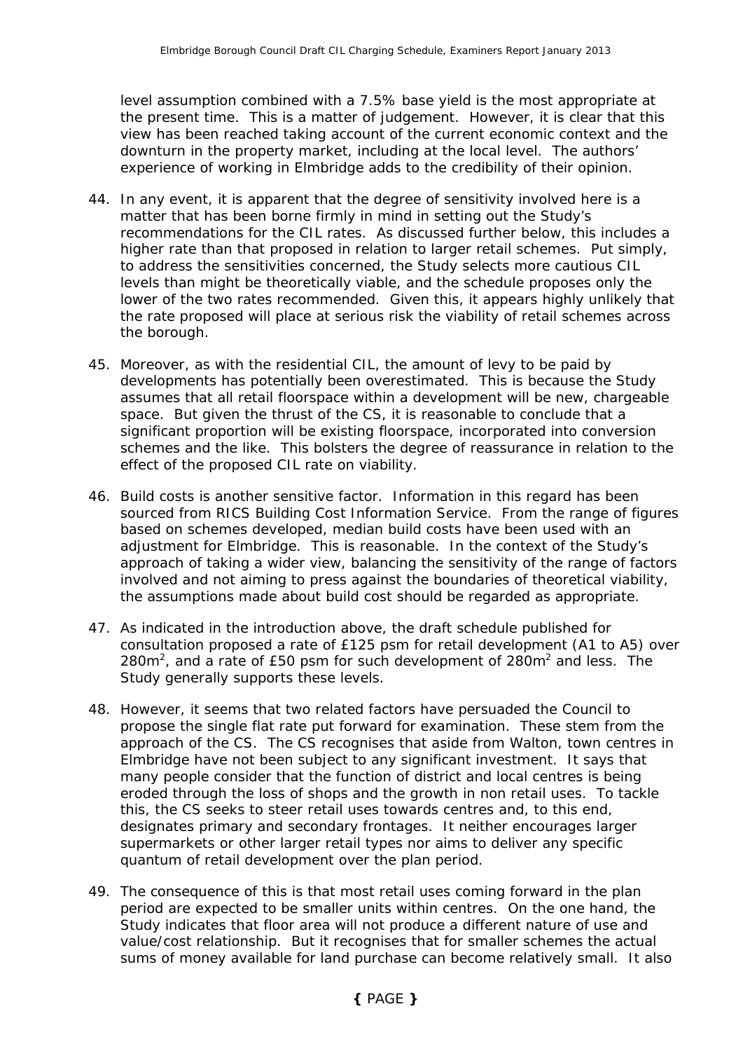level assumption combined with a 7.5% base yield is the most appropriate at the present time. This is a matter of judgement. However, it is clear that this view has been reached taking account of the current economic context and the downturn in the property market, including at the local level. The authors' experience of working in Elmbridge adds to the credibility of their opinion.

44. In any event, it is apparent that the degree of sensitivity involved here is a matter that has been borne firmly in mind in setting out the Study's recommendations for the CIL rates. As discussed further below, this includes a higher rate than that proposed in relation to larger retail schemes. Put simply, to address the sensitivities concerned, the Study selects more cautious CIL levels than might be theoretically viable, and the schedule proposes only the lower of the two rates recommended. Given this, it appears highly unlikely that the rate proposed will place at serious risk the viability of retail schemes across the borough.

45. Moreover, as with the residential CIL, the amount of levy to be paid by developments has potentially been overestimated. This is because the Study assumes that all retail floorspace within a development will be new, chargeable space. But given the thrust of the CS, it is reasonable to conclude that a significant proportion will be existing floorspace, incorporated into conversion schemes and the like. This bolsters the degree of reassurance in relation to the effect of the proposed CIL rate on viability.

46. Build costs is another sensitive factor. Information in this regard has been sourced from RICS Building Cost Information Service. From the range of figures based on schemes developed, median build costs have been used with an adjustment for Elmbridge. This is reasonable. In the context of the Study's approach of taking a wider view, balancing the sensitivity of the range of factors involved and not aiming to press against the boundaries of theoretical viability, the assumptions made about build cost should be regarded as appropriate.

47. As indicated in the introduction above, the draft schedule published for consultation proposed a rate of £125 psm for retail development (A1 to A5) over 280m$^2$, and a rate of £50 psm for such development of 280m$^2$ and less. The Study generally supports these levels.

48. However, it seems that two related factors have persuaded the Council to propose the single flat rate put forward for examination. These stem from the approach of the CS. The CS recognises that aside from Walton, town centres in Elmbridge have not been subject to any significant investment. It says that many people consider that the function of district and local centres is being eroded through the loss of shops and the growth in non retail uses. To tackle this, the CS seeks to steer retail uses towards centres and, to this end, designates primary and secondary frontages. It neither encourages larger supermarkets or other larger retail types nor aims to deliver any specific quantum of retail development over the plan period.

49. The consequence of this is that most retail uses coming forward in the plan period are expected to be smaller units within centres. On the one hand, the Study indicates that floor area will not produce a different nature of use and value/cost relationship. But it recognises that for smaller schemes the actual sums of money available for land purchase can become relatively small. It also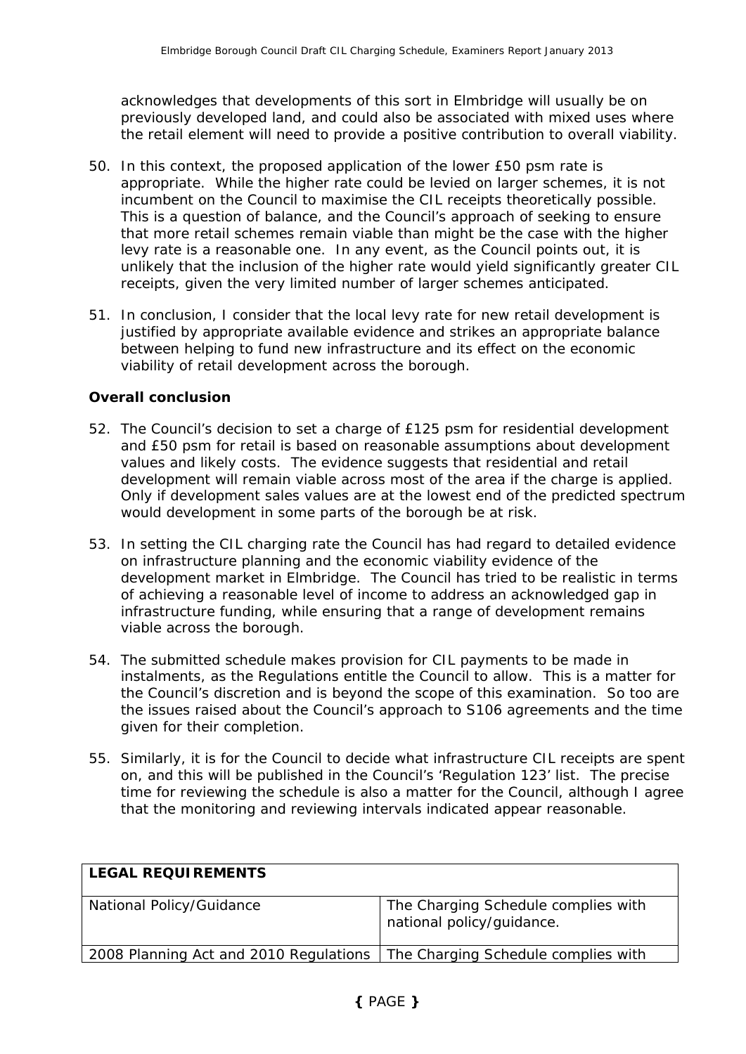acknowledges that developments of this sort in Elmbridge will usually be on previously developed land, and could also be associated with mixed uses where the retail element will need to provide a positive contribution to overall viability.

50. In this context, the proposed application of the lower £50 psm rate is appropriate. While the higher rate could be levied on larger schemes, it is not incumbent on the Council to maximise the CIL receipts theoretically possible. This is a question of balance, and the Council's approach of seeking to ensure that more retail schemes remain viable than might be the case with the higher levy rate is a reasonable one. In any event, as the Council points out, it is unlikely that the inclusion of the higher rate would yield significantly greater CIL receipts, given the very limited number of larger schemes anticipated.

51. In conclusion, I consider that the local levy rate for new retail development is justified by appropriate available evidence and strikes an appropriate balance between helping to fund new infrastructure and its effect on the economic viability of retail development across the borough.

**Overall conclusion**

52. The Council's decision to set a charge of £125 psm for residential development and £50 psm for retail is based on reasonable assumptions about development values and likely costs. The evidence suggests that residential and retail development will remain viable across most of the area if the charge is applied. Only if development sales values are at the lowest end of the predicted spectrum would development in some parts of the borough be at risk.

53. In setting the CIL charging rate the Council has had regard to detailed evidence on infrastructure planning and the economic viability evidence of the development market in Elmbridge. The Council has tried to be realistic in terms of achieving a reasonable level of income to address an acknowledged gap in infrastructure funding, while ensuring that a range of development remains viable across the borough.

54. The submitted schedule makes provision for CIL payments to be made in instalments, as the Regulations entitle the Council to allow. This is a matter for the Council's discretion and is beyond the scope of this examination. So too are the issues raised about the Council's approach to S106 agreements and the time given for their completion.

55. Similarly, it is for the Council to decide what infrastructure CIL receipts are spent on, and this will be published in the Council's 'Regulation 123' list. The precise time for reviewing the schedule is also a matter for the Council, although I agree that the monitoring and reviewing intervals indicated appear reasonable.

| **LEGAL REQUIREMENTS** | |
|---|---|
| National Policy/Guidance | The Charging Schedule complies with national policy/guidance. |
| 2008 Planning Act and 2010 Regulations | The Charging Schedule complies with |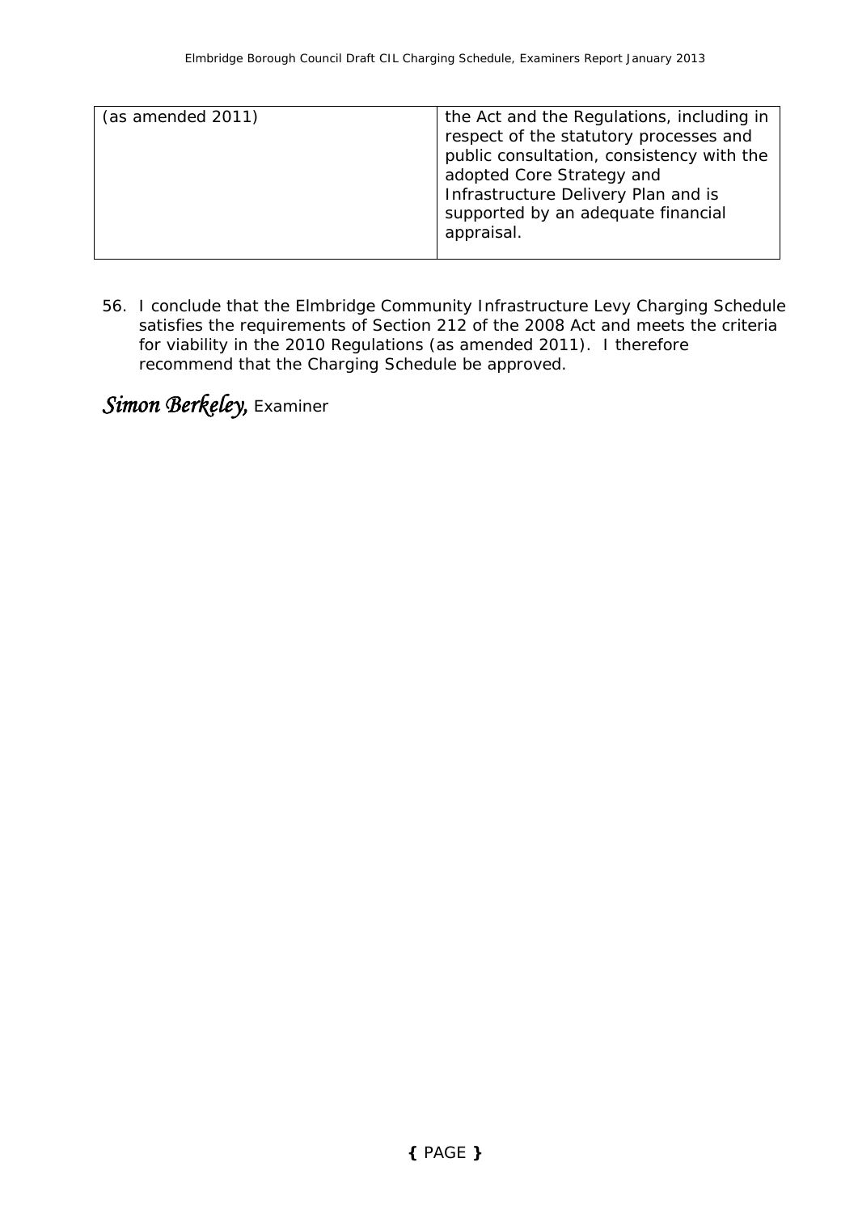| | |
|---|---|
| (as amended 2011) | the Act and the Regulations, including in respect of the statutory processes and public consultation, consistency with the adopted Core Strategy and Infrastructure Delivery Plan and is supported by an adequate financial appraisal. |

56. I conclude that the Elmbridge Community Infrastructure Levy Charging Schedule satisfies the requirements of Section 212 of the 2008 Act and meets the criteria for viability in the 2010 Regulations (as amended 2011). I therefore recommend that the Charging Schedule be approved.

*Simon Berkeley,* Examiner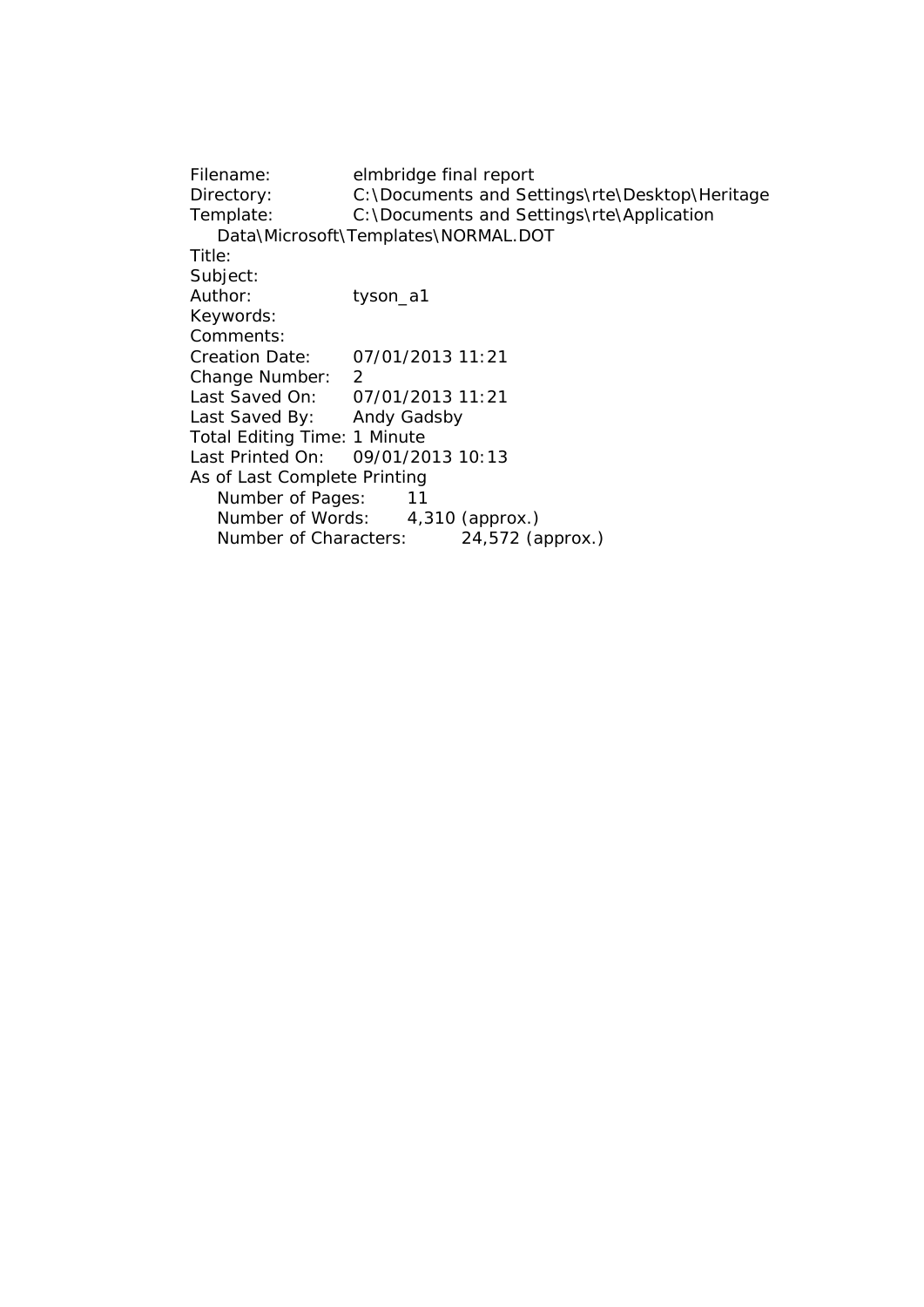Filename: elmbridge final report
Directory: C:\Documents and Settings\rte\Desktop\Heritage
Template: C:\Documents and Settings\rte\Application Data\Microsoft\Templates\NORMAL.DOT
Title:
Subject:
Author: tyson_a1
Keywords:
Comments:
Creation Date: 07/01/2013 11:21
Change Number: 2
Last Saved On: 07/01/2013 11:21
Last Saved By: Andy Gadsby
Total Editing Time: 1 Minute
Last Printed On: 09/01/2013 10:13
As of Last Complete Printing
Number of Pages: 11
Number of Words: 4,310 (approx.)
Number of Characters: 24,572 (approx.)